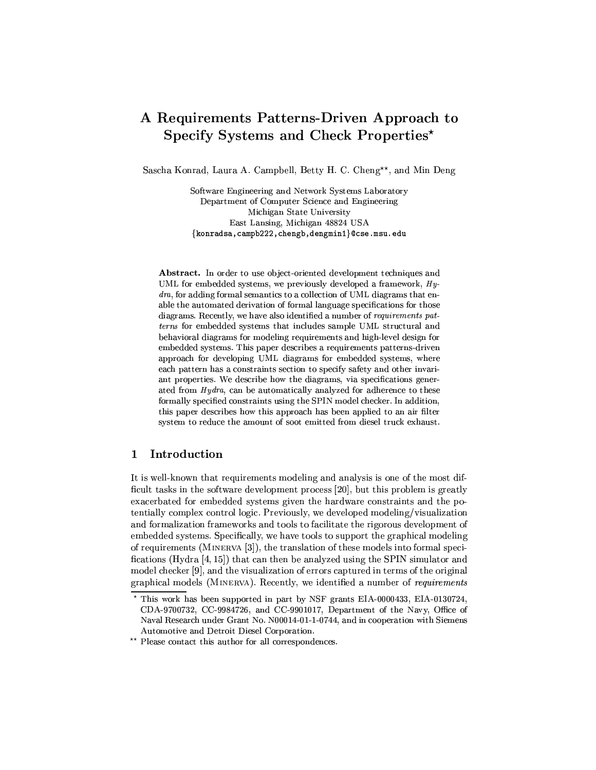# A Requirements Patterns-Driven Approach to Specify Systems and Check Properties*

Sascha Konrad, Laura A. Campbell, Betty H. C. Cheng**, and Min Deng

Software Engineering and Network Systems Laboratory
Department of Computer Science and Engineering
Michigan State University
East Lansing, Michigan 48824 USA
{konradsa,campb222,chengb,dengmin1}@cse.msu.edu

**Abstract.** In order to use object-oriented development techniques and UML for embedded systems, we previously developed a framework, *Hydra*, for adding formal semantics to a collection of UML diagrams that enable the automated derivation of formal language specifications for those diagrams. Recently, we have also identified a number of *requirements patterns* for embedded systems that includes sample UML structural and behavioral diagrams for modeling requirements and high-level design for embedded systems. This paper describes a requirements patterns-driven approach for developing UML diagrams for embedded systems, where each pattern has a constraints section to specify safety and other invariant properties. We describe how the diagrams, via specifications generated from *Hydra*, can be automatically analyzed for adherence to these formally specified constraints using the SPIN model checker. In addition, this paper describes how this approach has been applied to an air filter system to reduce the amount of soot emitted from diesel truck exhaust.

## 1 Introduction

It is well-known that requirements modeling and analysis is one of the most difficult tasks in the software development process [20], but this problem is greatly exacerbated for embedded systems given the hardware constraints and the potentially complex control logic. Previously, we developed modeling/visualization and formalization frameworks and tools to facilitate the rigorous development of embedded systems. Specifically, we have tools to support the graphical modeling of requirements (MINERVA [3]), the translation of these models into formal specifications (Hydra [4, 15]) that can then be analyzed using the SPIN simulator and model checker [9], and the visualization of errors captured in terms of the original graphical models (MINERVA). Recently, we identified a number of *requirements*

---

* This work has been supported in part by NSF grants EIA-0000433, EIA-0130724, CDA-9700732, CC-9984726, and CC-9901017, Department of the Navy, Office of Naval Research under Grant No. N00014-01-1-0744, and in cooperation with Siemens Automotive and Detroit Diesel Corporation.

** Please contact this author for all correspondences.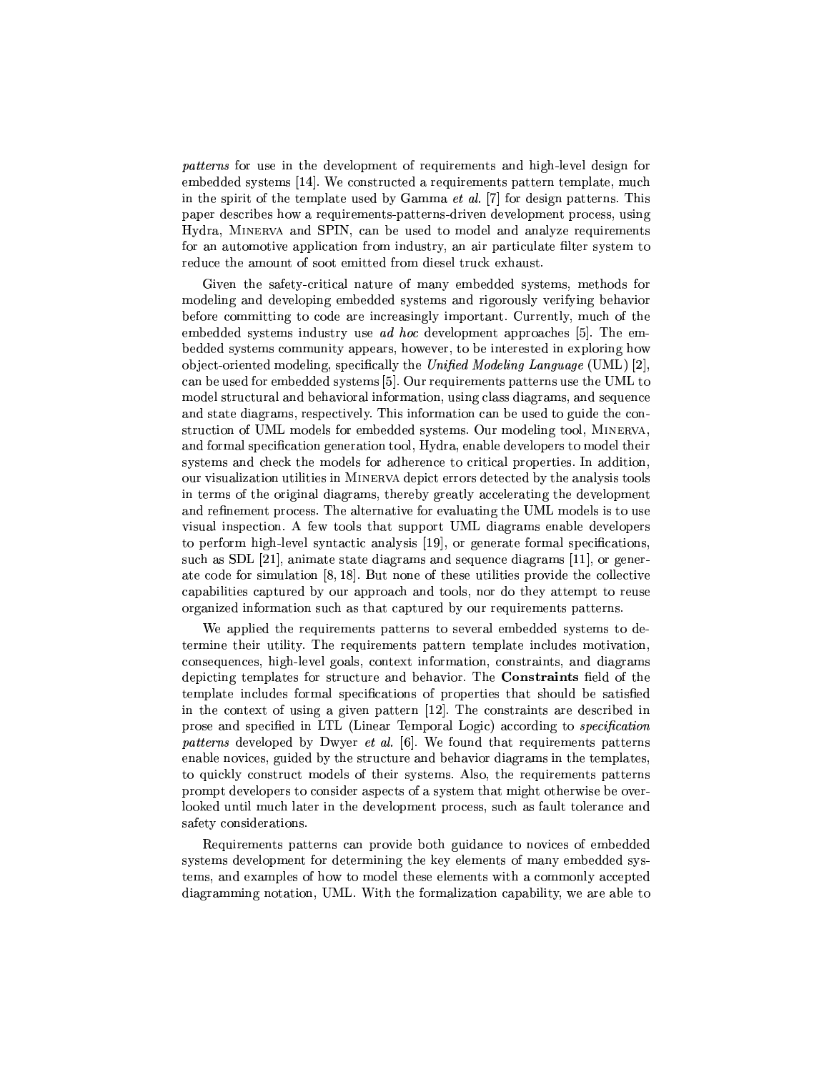*patterns* for use in the development of requirements and high-level design for embedded systems [14]. We constructed a requirements pattern template, much in the spirit of the template used by Gamma *et al.* [7] for design patterns. This paper describes how a requirements-patterns-driven development process, using Hydra, Minerva and SPIN, can be used to model and analyze requirements for an automotive application from industry, an air particulate filter system to reduce the amount of soot emitted from diesel truck exhaust.

Given the safety-critical nature of many embedded systems, methods for modeling and developing embedded systems and rigorously verifying behavior before committing to code are increasingly important. Currently, much of the embedded systems industry use *ad hoc* development approaches [5]. The embedded systems community appears, however, to be interested in exploring how object-oriented modeling, specifically the *Unified Modeling Language* (UML) [2], can be used for embedded systems [5]. Our requirements patterns use the UML to model structural and behavioral information, using class diagrams, and sequence and state diagrams, respectively. This information can be used to guide the construction of UML models for embedded systems. Our modeling tool, Minerva, and formal specification generation tool, Hydra, enable developers to model their systems and check the models for adherence to critical properties. In addition, our visualization utilities in Minerva depict errors detected by the analysis tools in terms of the original diagrams, thereby greatly accelerating the development and refinement process. The alternative for evaluating the UML models is to use visual inspection. A few tools that support UML diagrams enable developers to perform high-level syntactic analysis [19], or generate formal specifications, such as SDL [21], animate state diagrams and sequence diagrams [11], or generate code for simulation [8, 18]. But none of these utilities provide the collective capabilities captured by our approach and tools, nor do they attempt to reuse organized information such as that captured by our requirements patterns.

We applied the requirements patterns to several embedded systems to determine their utility. The requirements pattern template includes motivation, consequences, high-level goals, context information, constraints, and diagrams depicting templates for structure and behavior. The **Constraints** field of the template includes formal specifications of properties that should be satisfied in the context of using a given pattern [12]. The constraints are described in prose and specified in LTL (Linear Temporal Logic) according to *specification patterns* developed by Dwyer *et al.* [6]. We found that requirements patterns enable novices, guided by the structure and behavior diagrams in the templates, to quickly construct models of their systems. Also, the requirements patterns prompt developers to consider aspects of a system that might otherwise be overlooked until much later in the development process, such as fault tolerance and safety considerations.

Requirements patterns can provide both guidance to novices of embedded systems development for determining the key elements of many embedded systems, and examples of how to model these elements with a commonly accepted diagramming notation, UML. With the formalization capability, we are able to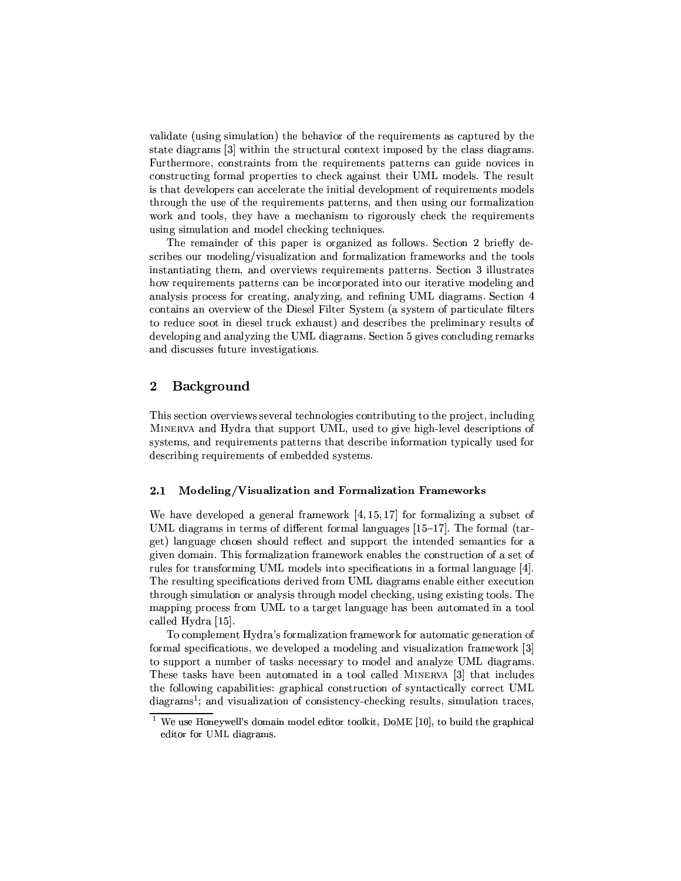validate (using simulation) the behavior of the requirements as captured by the state diagrams [3] within the structural context imposed by the class diagrams. Furthermore, constraints from the requirements patterns can guide novices in constructing formal properties to check against their UML models. The result is that developers can accelerate the initial development of requirements models through the use of the requirements patterns, and then using our formalization work and tools, they have a mechanism to rigorously check the requirements using simulation and model checking techniques.

The remainder of this paper is organized as follows. Section 2 briefly describes our modeling/visualization and formalization frameworks and the tools instantiating them, and overviews requirements patterns. Section 3 illustrates how requirements patterns can be incorporated into our iterative modeling and analysis process for creating, analyzing, and refining UML diagrams. Section 4 contains an overview of the Diesel Filter System (a system of particulate filters to reduce soot in diesel truck exhaust) and describes the preliminary results of developing and analyzing the UML diagrams. Section 5 gives concluding remarks and discusses future investigations.

## 2 Background

This section overviews several technologies contributing to the project, including Minerva and Hydra that support UML, used to give high-level descriptions of systems, and requirements patterns that describe information typically used for describing requirements of embedded systems.

### 2.1 Modeling/Visualization and Formalization Frameworks

We have developed a general framework [4, 15, 17] for formalizing a subset of UML diagrams in terms of different formal languages [15–17]. The formal (target) language chosen should reflect and support the intended semantics for a given domain. This formalization framework enables the construction of a set of rules for transforming UML models into specifications in a formal language [4]. The resulting specifications derived from UML diagrams enable either execution through simulation or analysis through model checking, using existing tools. The mapping process from UML to a target language has been automated in a tool called Hydra [15].

To complement Hydra's formalization framework for automatic generation of formal specifications, we developed a modeling and visualization framework [3] to support a number of tasks necessary to model and analyze UML diagrams. These tasks have been automated in a tool called Minerva [3] that includes the following capabilities: graphical construction of syntactically correct UML diagrams[1]; and visualization of consistency-checking results, simulation traces,

[1] We use Honeywell's domain model editor toolkit, DoME [10], to build the graphical editor for UML diagrams.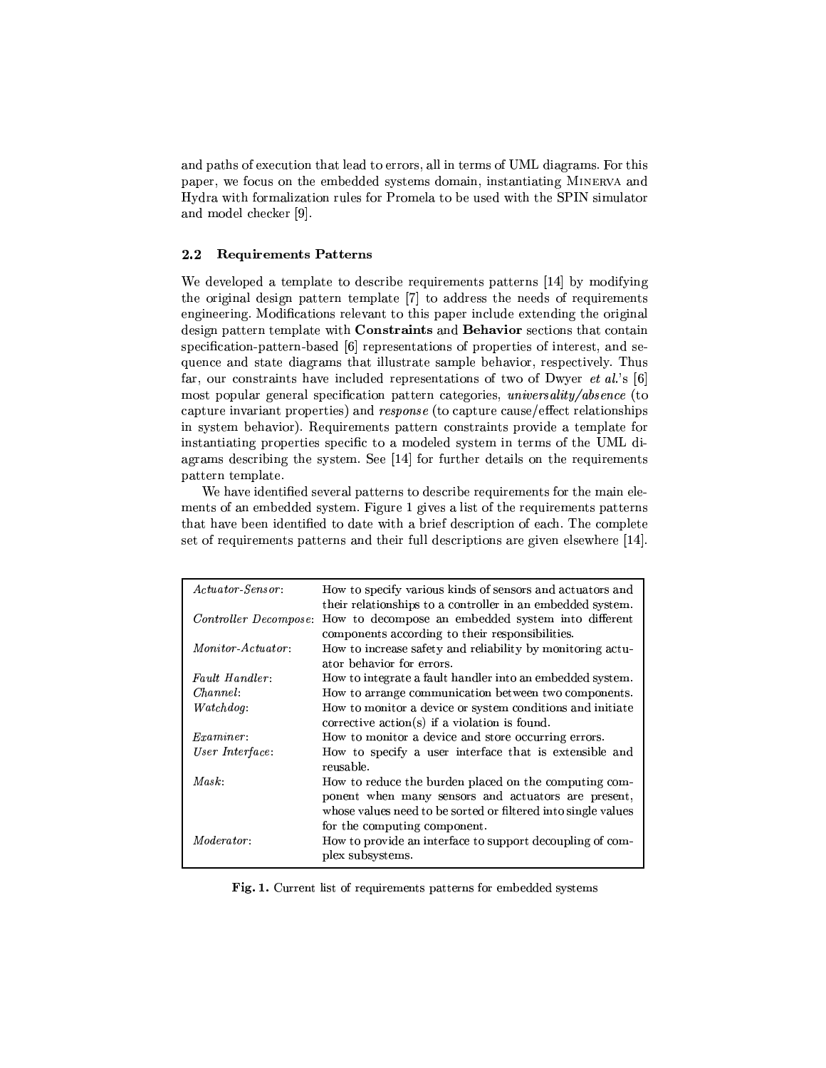and paths of execution that lead to errors, all in terms of UML diagrams. For this paper, we focus on the embedded systems domain, instantiating MINERVA and Hydra with formalization rules for Promela to be used with the SPIN simulator and model checker [9].

### 2.2 Requirements Patterns

We developed a template to describe requirements patterns [14] by modifying the original design pattern template [7] to address the needs of requirements engineering. Modifications relevant to this paper include extending the original design pattern template with **Constraints** and **Behavior** sections that contain specification-pattern-based [6] representations of properties of interest, and sequence and state diagrams that illustrate sample behavior, respectively. Thus far, our constraints have included representations of two of Dwyer *et al.*'s [6] most popular general specification pattern categories, *universality/absence* (to capture invariant properties) and *response* (to capture cause/effect relationships in system behavior). Requirements pattern constraints provide a template for instantiating properties specific to a modeled system in terms of the UML diagrams describing the system. See [14] for further details on the requirements pattern template.

We have identified several patterns to describe requirements for the main elements of an embedded system. Figure 1 gives a list of the requirements patterns that have been identified to date with a brief description of each. The complete set of requirements patterns and their full descriptions are given elsewhere [14].

| | |
|---|---|
| *Actuator-Sensor*: | How to specify various kinds of sensors and actuators and their relationships to a controller in an embedded system. |
| *Controller Decompose*: | How to decompose an embedded system into different components according to their responsibilities. |
| *Monitor-Actuator*: | How to increase safety and reliability by monitoring actuator behavior for errors. |
| *Fault Handler*: | How to integrate a fault handler into an embedded system. |
| *Channel*: | How to arrange communication between two components. |
| *Watchdog*: | How to monitor a device or system conditions and initiate corrective action(s) if a violation is found. |
| *Examiner*: | How to monitor a device and store occurring errors. |
| *User Interface*: | How to specify a user interface that is extensible and reusable. |
| *Mask*: | How to reduce the burden placed on the computing component when many sensors and actuators are present, whose values need to be sorted or filtered into single values for the computing component. |
| *Moderator*: | How to provide an interface to support decoupling of complex subsystems. |

**Fig. 1.** Current list of requirements patterns for embedded systems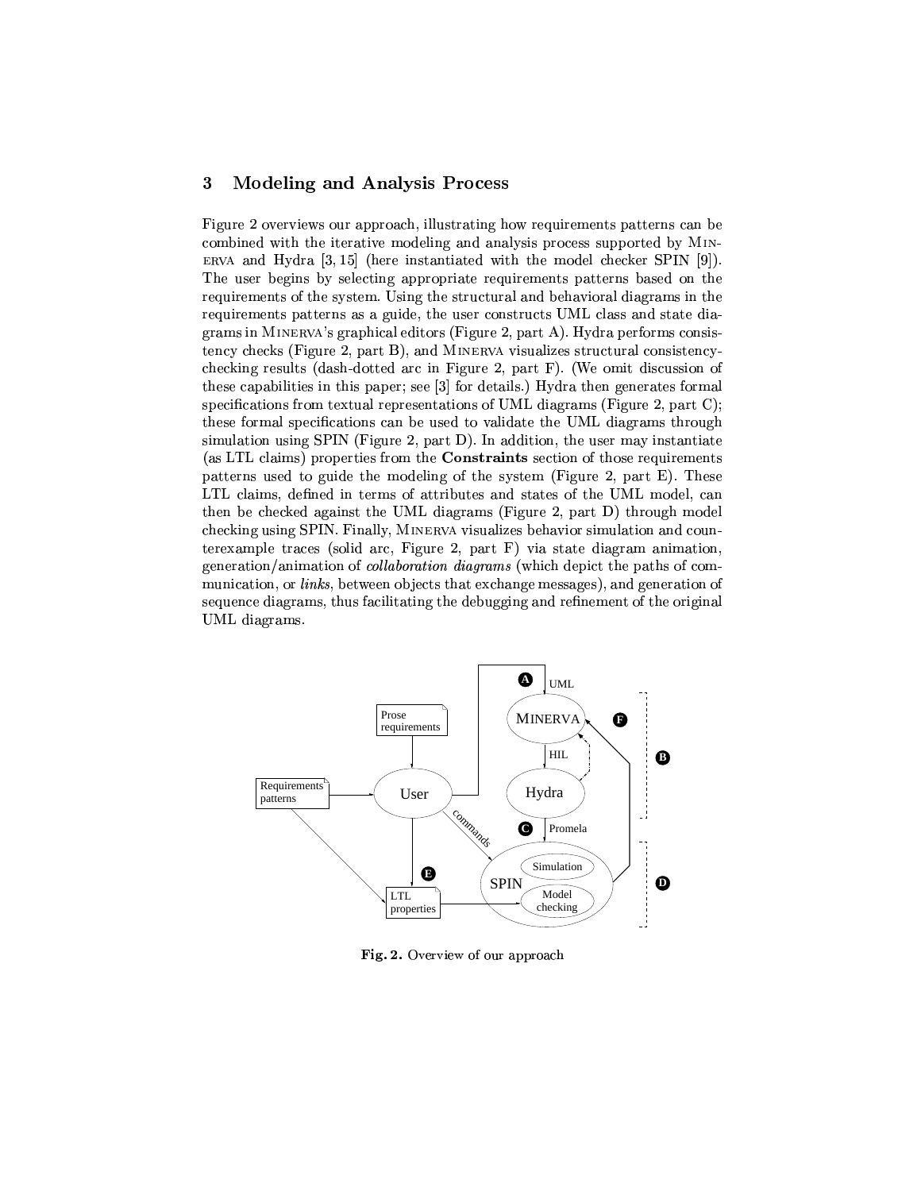## 3 Modeling and Analysis Process

Figure 2 overviews our approach, illustrating how requirements patterns can be combined with the iterative modeling and analysis process supported by MINERVA and Hydra [3, 15] (here instantiated with the model checker SPIN [9]). The user begins by selecting appropriate requirements patterns based on the requirements of the system. Using the structural and behavioral diagrams in the requirements patterns as a guide, the user constructs UML class and state diagrams in MINERVA's graphical editors (Figure 2, part A). Hydra performs consistency checks (Figure 2, part B), and MINERVA visualizes structural consistency-checking results (dash-dotted arc in Figure 2, part F). (We omit discussion of these capabilities in this paper; see [3] for details.) Hydra then generates formal specifications from textual representations of UML diagrams (Figure 2, part C); these formal specifications can be used to validate the UML diagrams through simulation using SPIN (Figure 2, part D). In addition, the user may instantiate (as LTL claims) properties from the **Constraints** section of those requirements patterns used to guide the modeling of the system (Figure 2, part E). These LTL claims, defined in terms of attributes and states of the UML model, can then be checked against the UML diagrams (Figure 2, part D) through model checking using SPIN. Finally, MINERVA visualizes behavior simulation and counterexample traces (solid arc, Figure 2, part F) via state diagram animation, generation/animation of *collaboration diagrams* (which depict the paths of communication, or *links*, between objects that exchange messages), and generation of sequence diagrams, thus facilitating the debugging and refinement of the original UML diagrams.

**Fig. 2.** Overview of our approach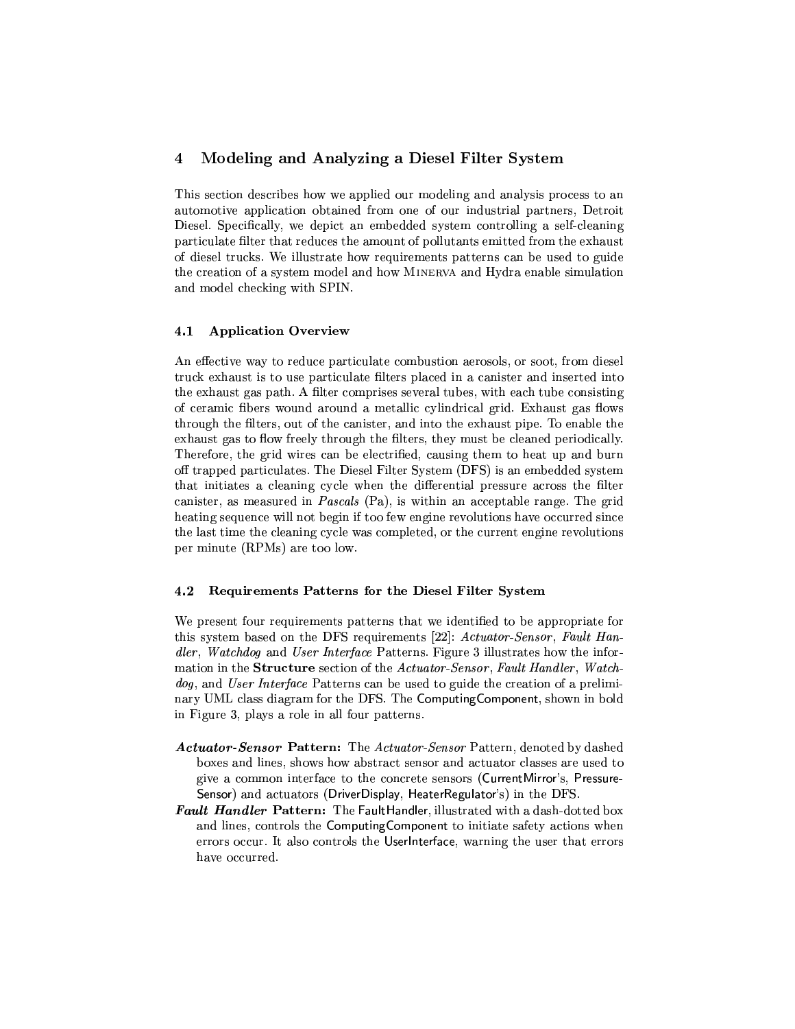## 4 Modeling and Analyzing a Diesel Filter System

This section describes how we applied our modeling and analysis process to an automotive application obtained from one of our industrial partners, Detroit Diesel. Specifically, we depict an embedded system controlling a self-cleaning particulate filter that reduces the amount of pollutants emitted from the exhaust of diesel trucks. We illustrate how requirements patterns can be used to guide the creation of a system model and how MINERVA and Hydra enable simulation and model checking with SPIN.

### 4.1 Application Overview

An effective way to reduce particulate combustion aerosols, or soot, from diesel truck exhaust is to use particulate filters placed in a canister and inserted into the exhaust gas path. A filter comprises several tubes, with each tube consisting of ceramic fibers wound around a metallic cylindrical grid. Exhaust gas flows through the filters, out of the canister, and into the exhaust pipe. To enable the exhaust gas to flow freely through the filters, they must be cleaned periodically. Therefore, the grid wires can be electrified, causing them to heat up and burn off trapped particulates. The Diesel Filter System (DFS) is an embedded system that initiates a cleaning cycle when the differential pressure across the filter canister, as measured in *Pascals* (Pa), is within an acceptable range. The grid heating sequence will not begin if too few engine revolutions have occurred since the last time the cleaning cycle was completed, or the current engine revolutions per minute (RPMs) are too low.

### 4.2 Requirements Patterns for the Diesel Filter System

We present four requirements patterns that we identified to be appropriate for this system based on the DFS requirements [22]: *Actuator-Sensor*, *Fault Handler*, *Watchdog* and *User Interface* Patterns. Figure 3 illustrates how the information in the **Structure** section of the *Actuator-Sensor*, *Fault Handler*, *Watchdog*, and *User Interface* Patterns can be used to guide the creation of a preliminary UML class diagram for the DFS. The ComputingComponent, shown in bold in Figure 3, plays a role in all four patterns.

- ***Actuator-Sensor* Pattern:** The *Actuator-Sensor* Pattern, denoted by dashed boxes and lines, shows how abstract sensor and actuator classes are used to give a common interface to the concrete sensors (CurrentMirror's, PressureSensor) and actuators (DriverDisplay, HeaterRegulator's) in the DFS.
- ***Fault Handler* Pattern:** The FaultHandler, illustrated with a dash-dotted box and lines, controls the ComputingComponent to initiate safety actions when errors occur. It also controls the UserInterface, warning the user that errors have occurred.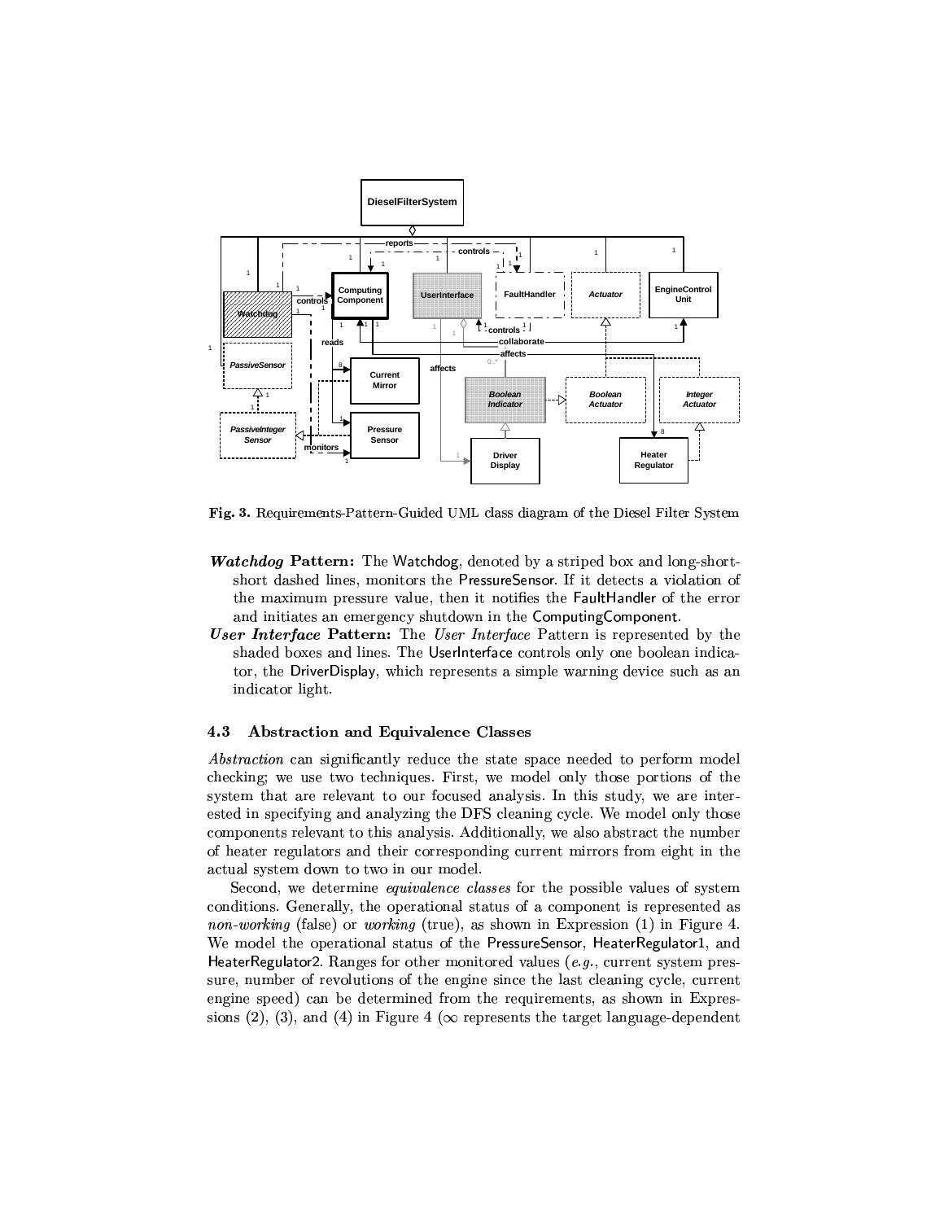**Fig. 3.** Requirements-Pattern-Guided UML class diagram of the Diesel Filter System

- ***Watchdog* Pattern:** The Watchdog, denoted by a striped box and long-short-short dashed lines, monitors the PressureSensor. If it detects a violation of the maximum pressure value, then it notifies the FaultHandler of the error and initiates an emergency shutdown in the ComputingComponent.
- ***User Interface* Pattern:** The *User Interface* Pattern is represented by the shaded boxes and lines. The UserInterface controls only one boolean indicator, the DriverDisplay, which represents a simple warning device such as an indicator light.

### 4.3 Abstraction and Equivalence Classes

*Abstraction* can significantly reduce the state space needed to perform model checking; we use two techniques. First, we model only those portions of the system that are relevant to our focused analysis. In this study, we are interested in specifying and analyzing the DFS cleaning cycle. We model only those components relevant to this analysis. Additionally, we also abstract the number of heater regulators and their corresponding current mirrors from eight in the actual system down to two in our model.

Second, we determine *equivalence classes* for the possible values of system conditions. Generally, the operational status of a component is represented as *non-working* (false) or *working* (true), as shown in Expression (1) in Figure 4. We model the operational status of the PressureSensor, HeaterRegulator1, and HeaterRegulator2. Ranges for other monitored values (*e.g.*, current system pressure, number of revolutions of the engine since the last cleaning cycle, current engine speed) can be determined from the requirements, as shown in Expressions (2), (3), and (4) in Figure 4 ($\infty$ represents the target language-dependent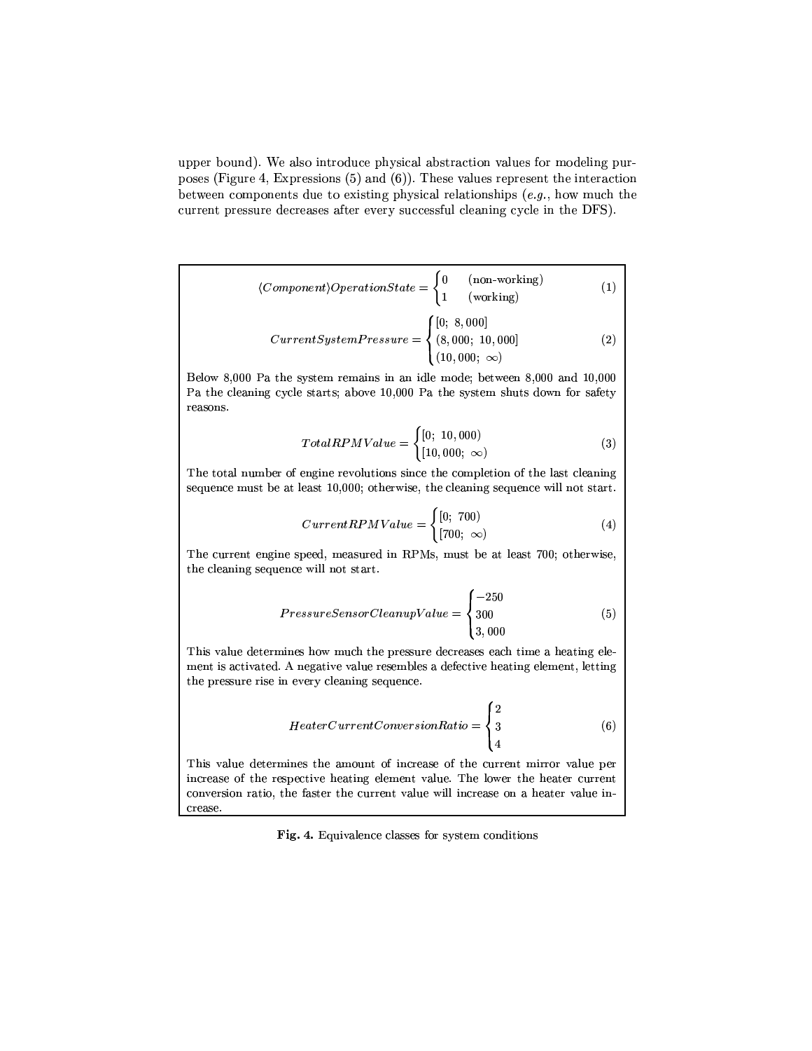upper bound). We also introduce physical abstraction values for modeling purposes (Figure 4, Expressions (5) and (6)). These values represent the interaction between components due to existing physical relationships (*e.g.*, how much the current pressure decreases after every successful cleaning cycle in the DFS).

$$\langle Component \rangle OperationState = \begin{cases} 0 & \text{(non-working)} \\ 1 & \text{(working)} \end{cases} \tag{1}$$

$$CurrentSystemPressure = \begin{cases} [0;\ 8,000] \\ (8,000;\ 10,000] \\ (10,000;\ \infty) \end{cases} \tag{2}$$

Below 8,000 Pa the system remains in an idle mode; between 8,000 and 10,000 Pa the cleaning cycle starts; above 10,000 Pa the system shuts down for safety reasons.

$$TotalRPMValue = \begin{cases} [0;\ 10,000) \\ [10,000;\ \infty) \end{cases} \tag{3}$$

The total number of engine revolutions since the completion of the last cleaning sequence must be at least 10,000; otherwise, the cleaning sequence will not start.

$$CurrentRPMValue = \begin{cases} [0;\ 700) \\ [700;\ \infty) \end{cases} \tag{4}$$

The current engine speed, measured in RPMs, must be at least 700; otherwise, the cleaning sequence will not start.

$$PressureSensorCleanupValue = \begin{cases} -250 \\ 300 \\ 3,000 \end{cases} \tag{5}$$

This value determines how much the pressure decreases each time a heating element is activated. A negative value resembles a defective heating element, letting the pressure rise in every cleaning sequence.

$$HeaterCurrentConversionRatio = \begin{cases} 2 \\ 3 \\ 4 \end{cases} \tag{6}$$

This value determines the amount of increase of the current mirror value per increase of the respective heating element value. The lower the heater current conversion ratio, the faster the current value will increase on a heater value increase.

**Fig. 4.** Equivalence classes for system conditions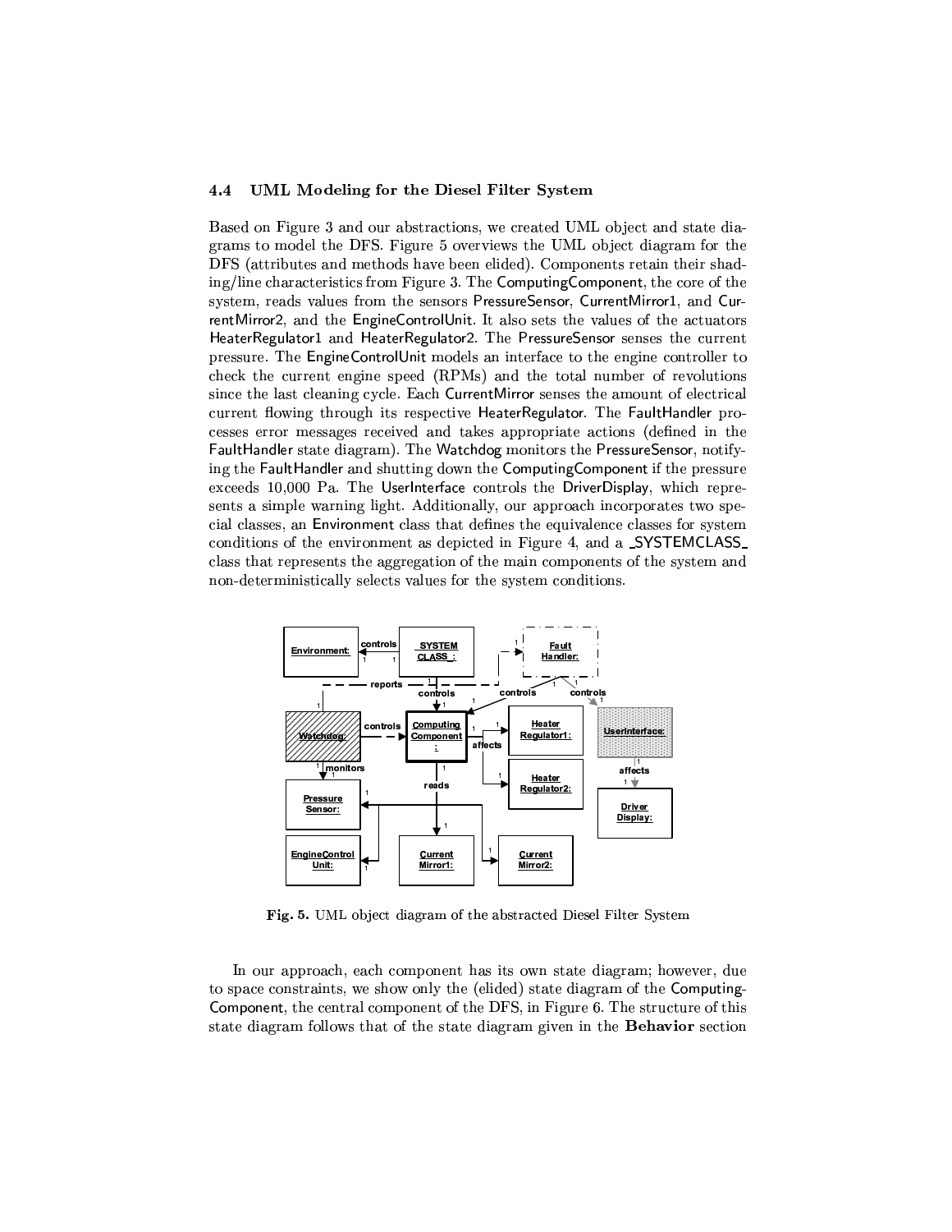### 4.4 UML Modeling for the Diesel Filter System

Based on Figure 3 and our abstractions, we created UML object and state diagrams to model the DFS. Figure 5 overviews the UML object diagram for the DFS (attributes and methods have been elided). Components retain their shading/line characteristics from Figure 3. The ComputingComponent, the core of the system, reads values from the sensors PressureSensor, CurrentMirror1, and CurrentMirror2, and the EngineControlUnit. It also sets the values of the actuators HeaterRegulator1 and HeaterRegulator2. The PressureSensor senses the current pressure. The EngineControlUnit models an interface to the engine controller to check the current engine speed (RPMs) and the total number of revolutions since the last cleaning cycle. Each CurrentMirror senses the amount of electrical current flowing through its respective HeaterRegulator. The FaultHandler processes error messages received and takes appropriate actions (defined in the FaultHandler state diagram). The Watchdog monitors the PressureSensor, notifying the FaultHandler and shutting down the ComputingComponent if the pressure exceeds 10,000 Pa. The UserInterface controls the DriverDisplay, which represents a simple warning light. Additionally, our approach incorporates two special classes, an Environment class that defines the equivalence classes for system conditions of the environment as depicted in Figure 4, and a _SYSTEMCLASS_ class that represents the aggregation of the main components of the system and non-deterministically selects values for the system conditions.

**Fig. 5.** UML object diagram of the abstracted Diesel Filter System

In our approach, each component has its own state diagram; however, due to space constraints, we show only the (elided) state diagram of the ComputingComponent, the central component of the DFS, in Figure 6. The structure of this state diagram follows that of the state diagram given in the **Behavior** section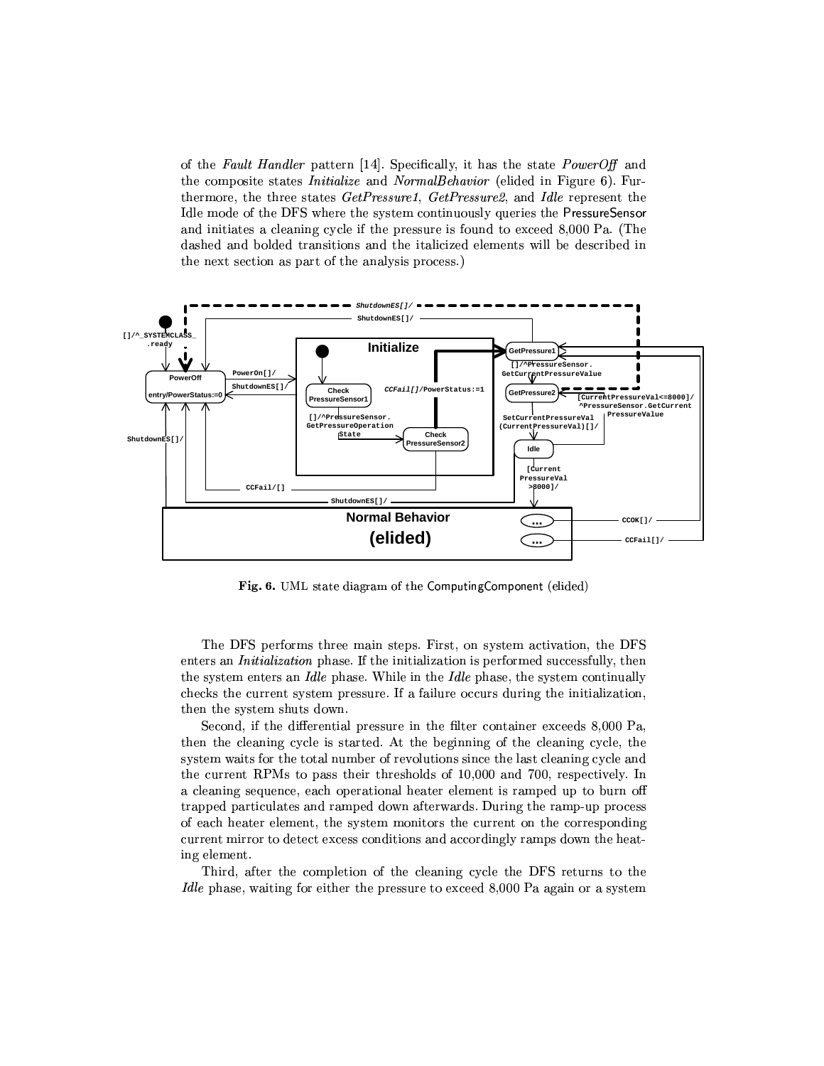of the *Fault Handler* pattern [14]. Specifically, it has the state *PowerOff* and the composite states *Initialize* and *NormalBehavior* (elided in Figure 6). Furthermore, the three states *GetPressure1*, *GetPressure2*, and *Idle* represent the Idle mode of the DFS where the system continuously queries the PressureSensor and initiates a cleaning cycle if the pressure is found to exceed 8,000 Pa. (The dashed and bolded transitions and the italicized elements will be described in the next section as part of the analysis process.)

**Fig. 6.** UML state diagram of the ComputingComponent (elided)

The DFS performs three main steps. First, on system activation, the DFS enters an *Initialization* phase. If the initialization is performed successfully, then the system enters an *Idle* phase. While in the *Idle* phase, the system continually checks the current system pressure. If a failure occurs during the initialization, then the system shuts down.

Second, if the differential pressure in the filter container exceeds 8,000 Pa, then the cleaning cycle is started. At the beginning of the cleaning cycle, the system waits for the total number of revolutions since the last cleaning cycle and the current RPMs to pass their thresholds of 10,000 and 700, respectively. In a cleaning sequence, each operational heater element is ramped up to burn off trapped particulates and ramped down afterwards. During the ramp-up process of each heater element, the system monitors the current on the corresponding current mirror to detect excess conditions and accordingly ramps down the heating element.

Third, after the completion of the cleaning cycle the DFS returns to the *Idle* phase, waiting for either the pressure to exceed 8,000 Pa again or a system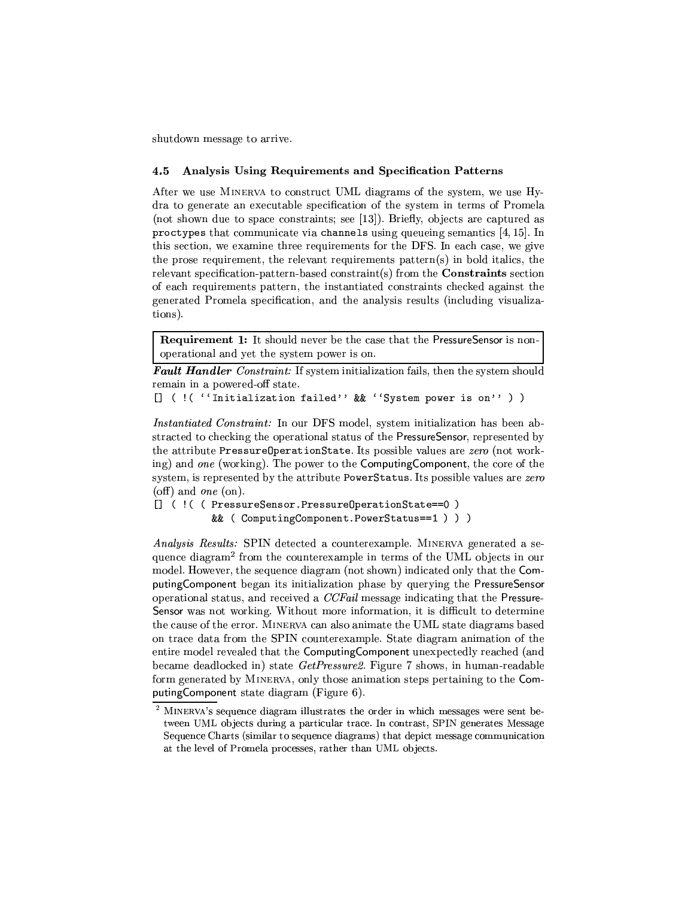shutdown message to arrive.

### 4.5 Analysis Using Requirements and Specification Patterns

After we use Minerva to construct UML diagrams of the system, we use Hydra to generate an executable specification of the system in terms of Promela (not shown due to space constraints; see [13]). Briefly, objects are captured as `proctypes` that communicate via `channels` using queueing semantics [4, 15]. In this section, we examine three requirements for the DFS. In each case, we give the prose requirement, the relevant requirements pattern(s) in bold italics, the relevant specification-pattern-based constraint(s) from the **Constraints** section of each requirements pattern, the instantiated constraints checked against the generated Promela specification, and the analysis results (including visualizations).

> **Requirement 1:** It should never be the case that the PressureSensor is non-operational and yet the system power is on.

***Fault Handler*** *Constraint:* If system initialization fails, then the system should remain in a powered-off state.

```
[] ( !( ``Initialization failed'' && ``System power is on'' ) )
```

*Instantiated Constraint:* In our DFS model, system initialization has been abstracted to checking the operational status of the PressureSensor, represented by the attribute `PressureOperationState`. Its possible values are *zero* (not working) and *one* (working). The power to the ComputingComponent, the core of the system, is represented by the attribute `PowerStatus`. Its possible values are *zero* (off) and *one* (on).

```
[] ( !( ( PressureSensor.PressureOperationState==0 )
        && ( ComputingComponent.PowerStatus==1 ) ) )
```

*Analysis Results:* SPIN detected a counterexample. Minerva generated a sequence diagram[2] from the counterexample in terms of the UML objects in our model. However, the sequence diagram (not shown) indicated only that the ComputingComponent began its initialization phase by querying the PressureSensor operational status, and received a *CCFail* message indicating that the PressureSensor was not working. Without more information, it is difficult to determine the cause of the error. Minerva can also animate the UML state diagrams based on trace data from the SPIN counterexample. State diagram animation of the entire model revealed that the ComputingComponent unexpectedly reached (and became deadlocked in) state *GetPressure2*. Figure 7 shows, in human-readable form generated by Minerva, only those animation steps pertaining to the ComputingComponent state diagram (Figure 6).

[2] Minerva's sequence diagram illustrates the order in which messages were sent between UML objects during a particular trace. In contrast, SPIN generates Message Sequence Charts (similar to sequence diagrams) that depict message communication at the level of Promela processes, rather than UML objects.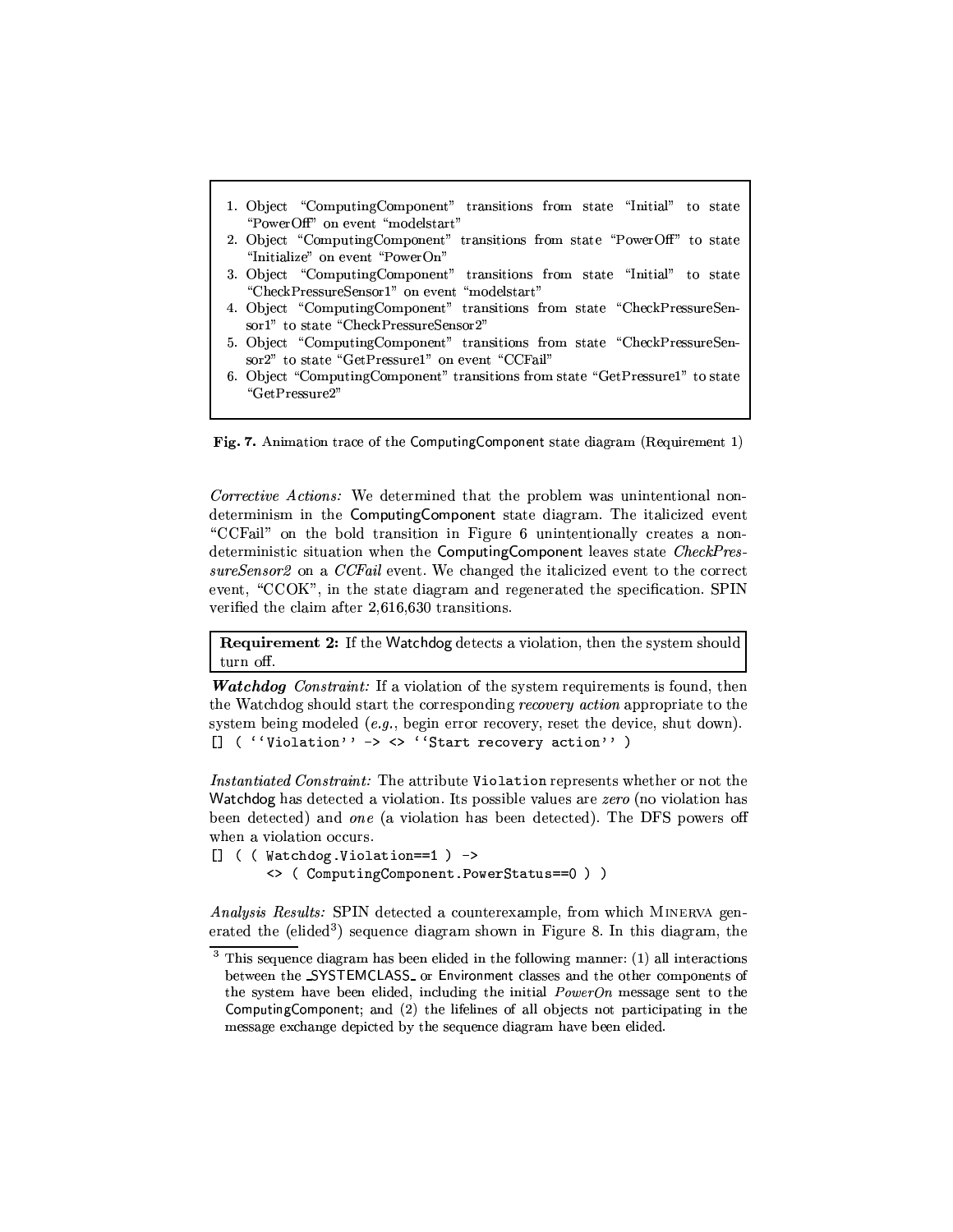1. Object "ComputingComponent" transitions from state "Initial" to state "PowerOff" on event "modelstart"
2. Object "ComputingComponent" transitions from state "PowerOff" to state "Initialize" on event "PowerOn"
3. Object "ComputingComponent" transitions from state "Initial" to state "CheckPressureSensor1" on event "modelstart"
4. Object "ComputingComponent" transitions from state "CheckPressureSensor1" to state "CheckPressureSensor2"
5. Object "ComputingComponent" transitions from state "CheckPressureSensor2" to state "GetPressure1" on event "CCFail"
6. Object "ComputingComponent" transitions from state "GetPressure1" to state "GetPressure2"

**Fig. 7.** Animation trace of the ComputingComponent state diagram (Requirement 1)

*Corrective Actions:* We determined that the problem was unintentional nondeterminism in the ComputingComponent state diagram. The italicized event "CCFail" on the bold transition in Figure 6 unintentionally creates a nondeterministic situation when the ComputingComponent leaves state *CheckPressureSensor2* on a *CCFail* event. We changed the italicized event to the correct event, "CCOK", in the state diagram and regenerated the specification. SPIN verified the claim after 2,616,630 transitions.

**Requirement 2:** If the Watchdog detects a violation, then the system should turn off.

***Watchdog*** *Constraint:* If a violation of the system requirements is found, then the Watchdog should start the corresponding *recovery action* appropriate to the system being modeled (*e.g.*, begin error recovery, reset the device, shut down).

```
[] ( ``Violation'' -> <> ``Start recovery action'' )
```

*Instantiated Constraint:* The attribute `Violation` represents whether or not the Watchdog has detected a violation. Its possible values are *zero* (no violation has been detected) and *one* (a violation has been detected). The DFS powers off when a violation occurs.

```
[] ( ( Watchdog.Violation==1 ) ->
       <> ( ComputingComponent.PowerStatus==0 ) )
```

*Analysis Results:* SPIN detected a counterexample, from which MINERVA generated the (elided[3]) sequence diagram shown in Figure 8. In this diagram, the

[3] This sequence diagram has been elided in the following manner: (1) all interactions between the _SYSTEMCLASS_ or Environment classes and the other components of the system have been elided, including the initial *PowerOn* message sent to the ComputingComponent; and (2) the lifelines of all objects not participating in the message exchange depicted by the sequence diagram have been elided.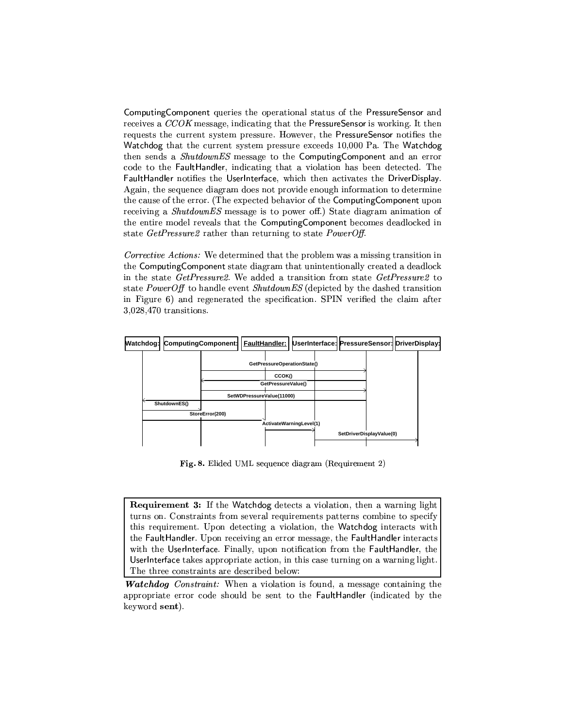ComputingComponent queries the operational status of the PressureSensor and receives a *CCOK* message, indicating that the PressureSensor is working. It then requests the current system pressure. However, the PressureSensor notifies the Watchdog that the current system pressure exceeds 10,000 Pa. The Watchdog then sends a *ShutdownES* message to the ComputingComponent and an error code to the FaultHandler, indicating that a violation has been detected. The FaultHandler notifies the UserInterface, which then activates the DriverDisplay. Again, the sequence diagram does not provide enough information to determine the cause of the error. (The expected behavior of the ComputingComponent upon receiving a *ShutdownES* message is to power off.) State diagram animation of the entire model reveals that the ComputingComponent becomes deadlocked in state *GetPressure2* rather than returning to state *PowerOff*.

*Corrective Actions:* We determined that the problem was a missing transition in the ComputingComponent state diagram that unintentionally created a deadlock in the state *GetPressure2*. We added a transition from state *GetPressure2* to state *PowerOff* to handle event *ShutdownES* (depicted by the dashed transition in Figure 6) and regenerated the specification. SPIN verified the claim after 3,028,470 transitions.

Watchdog: | ComputingComponent: | FaultHandler: | UserInterface: | PressureSensor: | DriverDisplay:

GetPressureOperationState()
CCOK()
GetPressureValue()
SetWDPressureValue(11000)
ShutdownES()
StoreError(200)
ActivateWarningLevel(1)
SetDriverDisplayValue(0)

**Fig. 8.** Elided UML sequence diagram (Requirement 2)

> **Requirement 3:** If the Watchdog detects a violation, then a warning light turns on. Constraints from several requirements patterns combine to specify this requirement. Upon detecting a violation, the Watchdog interacts with the FaultHandler. Upon receiving an error message, the FaultHandler interacts with the UserInterface. Finally, upon notification from the FaultHandler, the UserInterface takes appropriate action, in this case turning on a warning light. The three constraints are described below:

***Watchdog** Constraint:* When a violation is found, a message containing the appropriate error code should be sent to the FaultHandler (indicated by the keyword **sent**).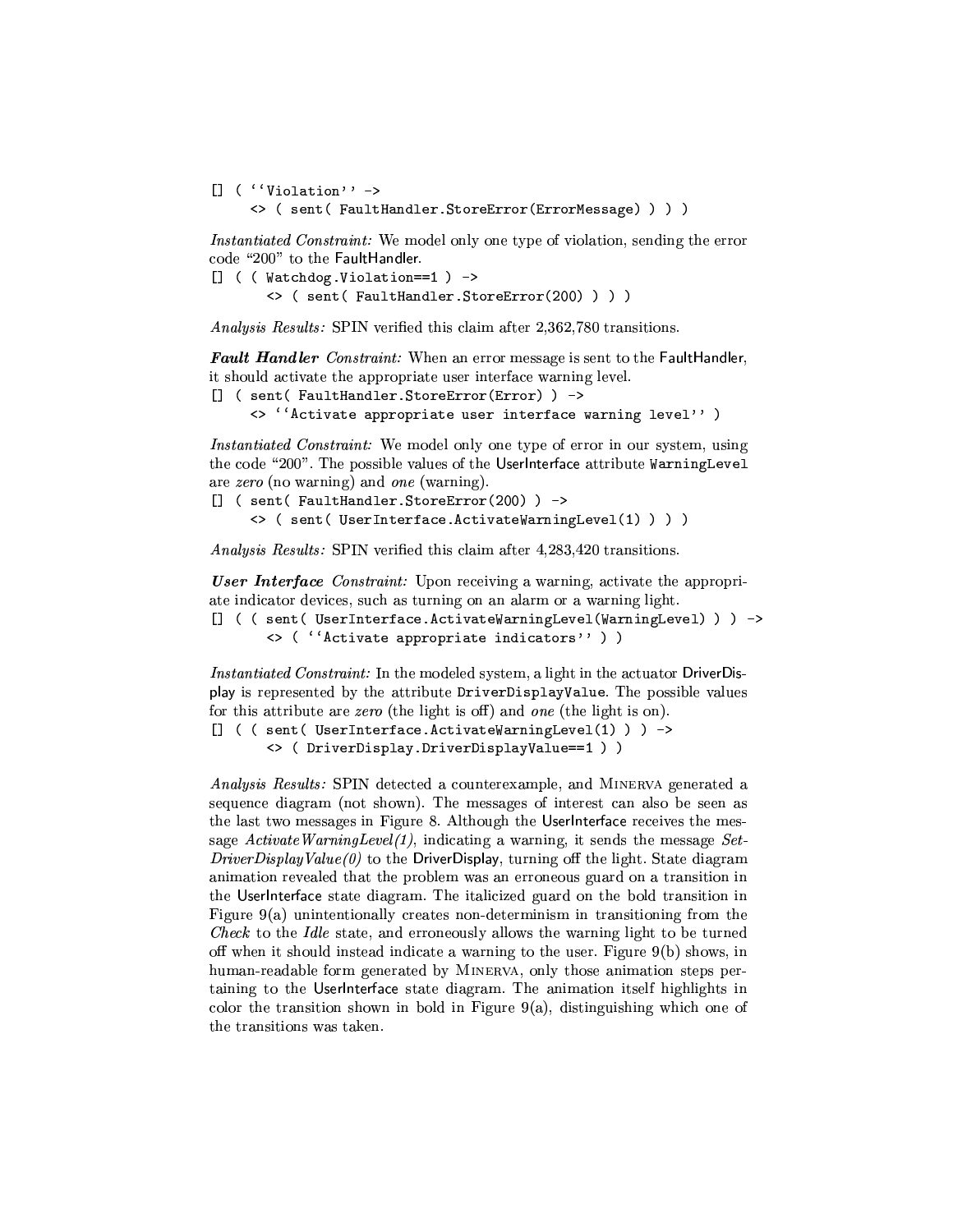```
[] ( ``Violation'' ->
     <> ( sent( FaultHandler.StoreError(ErrorMessage) ) ) )
```

*Instantiated Constraint:* We model only one type of violation, sending the error code "200" to the FaultHandler.

```
[] ( ( Watchdog.Violation==1 ) ->
       <> ( sent( FaultHandler.StoreError(200) ) ) )
```

*Analysis Results:* SPIN verified this claim after 2,362,780 transitions.

***Fault Handler*** *Constraint:* When an error message is sent to the FaultHandler, it should activate the appropriate user interface warning level.

```
[] ( sent( FaultHandler.StoreError(Error) ) ->
     <> ``Activate appropriate user interface warning level'' )
```

*Instantiated Constraint:* We model only one type of error in our system, using the code "200". The possible values of the UserInterface attribute `WarningLevel` are *zero* (no warning) and *one* (warning).

```
[] ( sent( FaultHandler.StoreError(200) ) ->
     <> ( sent( UserInterface.ActivateWarningLevel(1) ) ) )
```

*Analysis Results:* SPIN verified this claim after 4,283,420 transitions.

***User Interface*** *Constraint:* Upon receiving a warning, activate the appropriate indicator devices, such as turning on an alarm or a warning light.

```
[] ( ( sent( UserInterface.ActivateWarningLevel(WarningLevel) ) ) ->
       <> ( ``Activate appropriate indicators'' ) )
```

*Instantiated Constraint:* In the modeled system, a light in the actuator DriverDisplay is represented by the attribute `DriverDisplayValue`. The possible values for this attribute are *zero* (the light is off) and *one* (the light is on).

```
[] ( ( sent( UserInterface.ActivateWarningLevel(1) ) ) ->
       <> ( DriverDisplay.DriverDisplayValue==1 ) )
```

*Analysis Results:* SPIN detected a counterexample, and MINERVA generated a sequence diagram (not shown). The messages of interest can also be seen as the last two messages in Figure 8. Although the UserInterface receives the message *ActivateWarningLevel(1)*, indicating a warning, it sends the message *SetDriverDisplayValue(0)* to the DriverDisplay, turning off the light. State diagram animation revealed that the problem was an erroneous guard on a transition in the UserInterface state diagram. The italicized guard on the bold transition in Figure 9(a) unintentionally creates non-determinism in transitioning from the *Check* to the *Idle* state, and erroneously allows the warning light to be turned off when it should instead indicate a warning to the user. Figure 9(b) shows, in human-readable form generated by MINERVA, only those animation steps pertaining to the UserInterface state diagram. The animation itself highlights in color the transition shown in bold in Figure 9(a), distinguishing which one of the transitions was taken.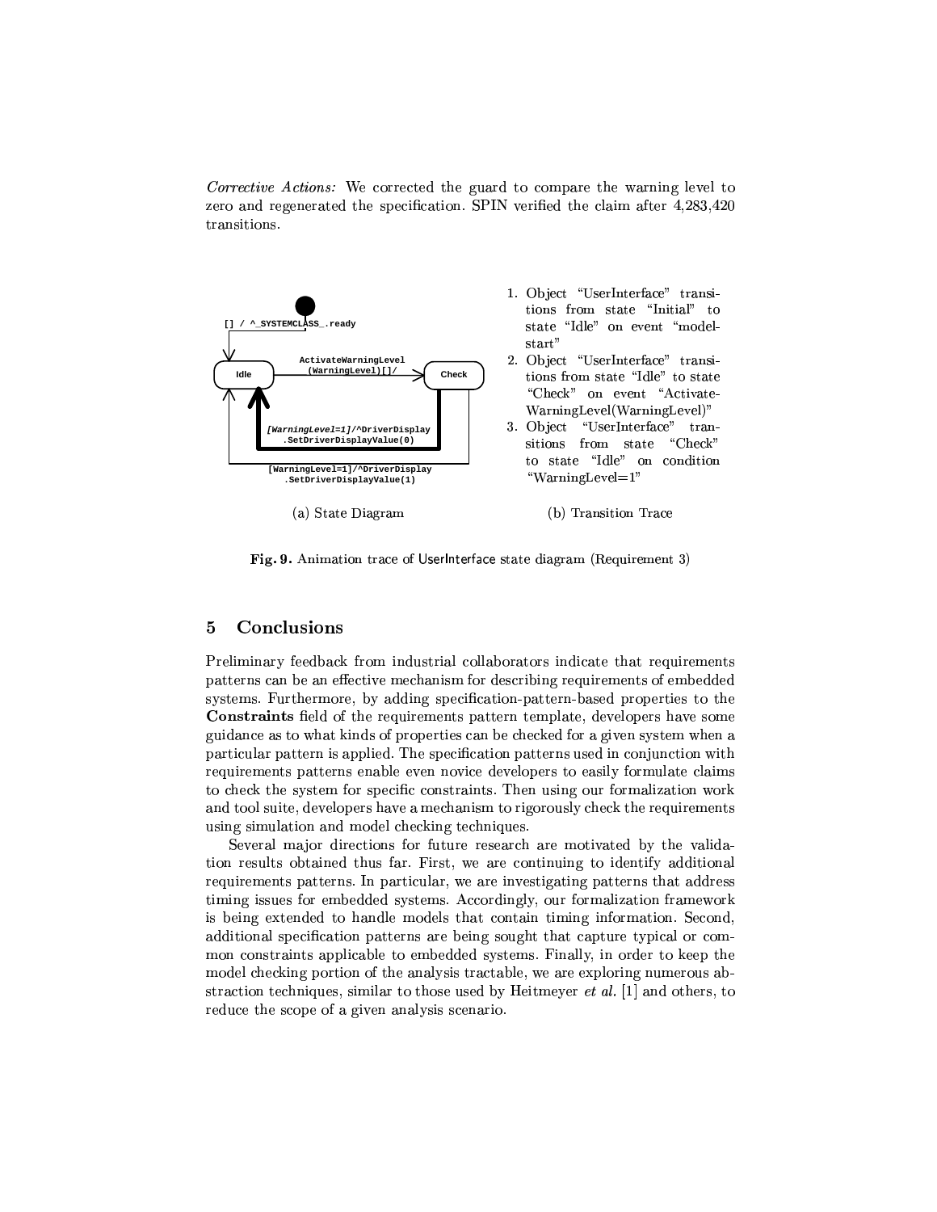*Corrective Actions:* We corrected the guard to compare the warning level to zero and regenerated the specification. SPIN verified the claim after 4,283,420 transitions.

(a) State Diagram

1. Object "UserInterface" transitions from state "Initial" to state "Idle" on event "modelstart"
2. Object "UserInterface" transitions from state "Idle" to state "Check" on event "ActivateWarningLevel(WarningLevel)"
3. Object "UserInterface" transitions from state "Check" to state "Idle" on condition "WarningLevel=1"

(b) Transition Trace

**Fig. 9.** Animation trace of UserInterface state diagram (Requirement 3)

## 5 Conclusions

Preliminary feedback from industrial collaborators indicate that requirements patterns can be an effective mechanism for describing requirements of embedded systems. Furthermore, by adding specification-pattern-based properties to the **Constraints** field of the requirements pattern template, developers have some guidance as to what kinds of properties can be checked for a given system when a particular pattern is applied. The specification patterns used in conjunction with requirements patterns enable even novice developers to easily formulate claims to check the system for specific constraints. Then using our formalization work and tool suite, developers have a mechanism to rigorously check the requirements using simulation and model checking techniques.

Several major directions for future research are motivated by the validation results obtained thus far. First, we are continuing to identify additional requirements patterns. In particular, we are investigating patterns that address timing issues for embedded systems. Accordingly, our formalization framework is being extended to handle models that contain timing information. Second, additional specification patterns are being sought that capture typical or common constraints applicable to embedded systems. Finally, in order to keep the model checking portion of the analysis tractable, we are exploring numerous abstraction techniques, similar to those used by Heitmeyer *et al.* [1] and others, to reduce the scope of a given analysis scenario.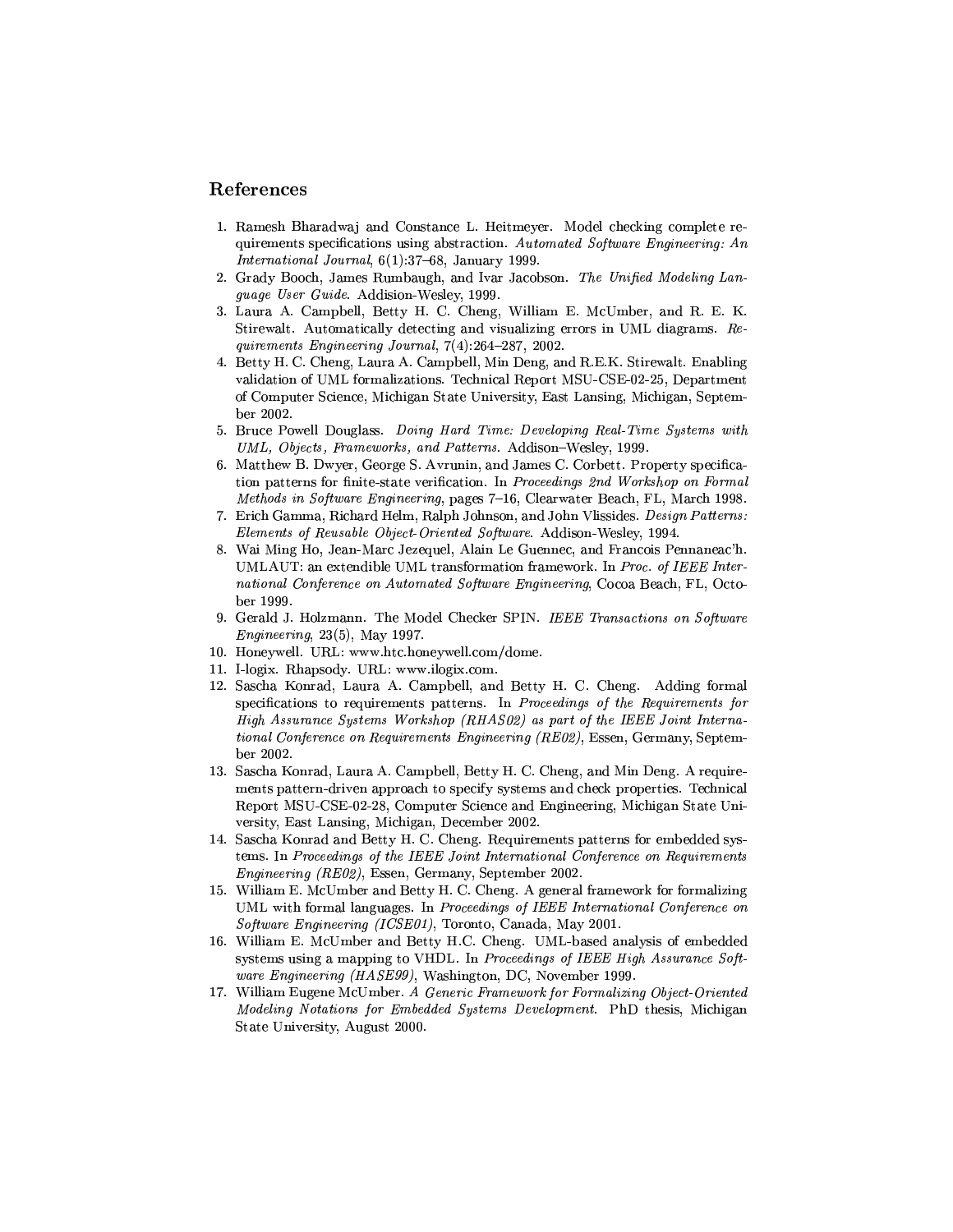## References

1. Ramesh Bharadwaj and Constance L. Heitmeyer. Model checking complete requirements specifications using abstraction. *Automated Software Engineering: An International Journal*, 6(1):37–68, January 1999.
2. Grady Booch, James Rumbaugh, and Ivar Jacobson. *The Unified Modeling Language User Guide*. Addision-Wesley, 1999.
3. Laura A. Campbell, Betty H. C. Cheng, William E. McUmber, and R. E. K. Stirewalt. Automatically detecting and visualizing errors in UML diagrams. *Requirements Engineering Journal*, 7(4):264–287, 2002.
4. Betty H. C. Cheng, Laura A. Campbell, Min Deng, and R.E.K. Stirewalt. Enabling validation of UML formalizations. Technical Report MSU-CSE-02-25, Department of Computer Science, Michigan State University, East Lansing, Michigan, September 2002.
5. Bruce Powell Douglass. *Doing Hard Time: Developing Real-Time Systems with UML, Objects, Frameworks, and Patterns*. Addison–Wesley, 1999.
6. Matthew B. Dwyer, George S. Avrunin, and James C. Corbett. Property specification patterns for finite-state verification. In *Proceedings 2nd Workshop on Formal Methods in Software Engineering*, pages 7–16, Clearwater Beach, FL, March 1998.
7. Erich Gamma, Richard Helm, Ralph Johnson, and John Vlissides. *Design Patterns: Elements of Reusable Object-Oriented Software*. Addison-Wesley, 1994.
8. Wai Ming Ho, Jean-Marc Jezequel, Alain Le Guennec, and Francois Pennaneac'h. UMLAUT: an extendible UML transformation framework. In *Proc. of IEEE International Conference on Automated Software Engineering*, Cocoa Beach, FL, October 1999.
9. Gerald J. Holzmann. The Model Checker SPIN. *IEEE Transactions on Software Engineering*, 23(5), May 1997.
10. Honeywell. URL: www.htc.honeywell.com/dome.
11. I-logix. Rhapsody. URL: www.ilogix.com.
12. Sascha Konrad, Laura A. Campbell, and Betty H. C. Cheng. Adding formal specifications to requirements patterns. In *Proceedings of the Requirements for High Assurance Systems Workshop (RHAS02) as part of the IEEE Joint International Conference on Requirements Engineering (RE02)*, Essen, Germany, September 2002.
13. Sascha Konrad, Laura A. Campbell, Betty H. C. Cheng, and Min Deng. A requirements pattern-driven approach to specify systems and check properties. Technical Report MSU-CSE-02-28, Computer Science and Engineering, Michigan State University, East Lansing, Michigan, December 2002.
14. Sascha Konrad and Betty H. C. Cheng. Requirements patterns for embedded systems. In *Proceedings of the IEEE Joint International Conference on Requirements Engineering (RE02)*, Essen, Germany, September 2002.
15. William E. McUmber and Betty H. C. Cheng. A general framework for formalizing UML with formal languages. In *Proceedings of IEEE International Conference on Software Engineering (ICSE01)*, Toronto, Canada, May 2001.
16. William E. McUmber and Betty H.C. Cheng. UML-based analysis of embedded systems using a mapping to VHDL. In *Proceedings of IEEE High Assurance Software Engineering (HASE99)*, Washington, DC, November 1999.
17. William Eugene McUmber. *A Generic Framework for Formalizing Object-Oriented Modeling Notations for Embedded Systems Development*. PhD thesis, Michigan State University, August 2000.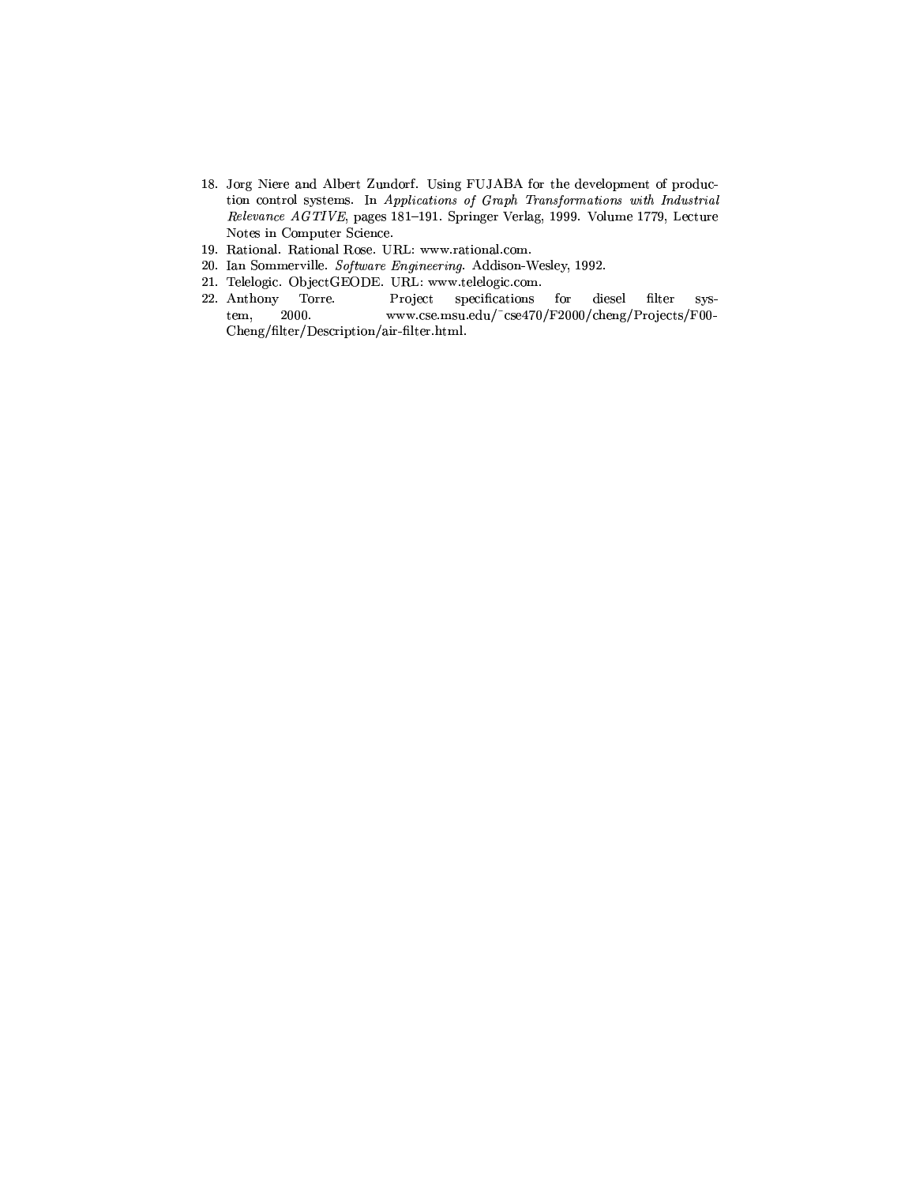18. Jorg Niere and Albert Zundorf. Using FUJABA for the development of production control systems. In *Applications of Graph Transformations with Industrial Relevance AGTIVE*, pages 181–191. Springer Verlag, 1999. Volume 1779, Lecture Notes in Computer Science.
19. Rational. Rational Rose. URL: www.rational.com.
20. Ian Sommerville. *Software Engineering*. Addison-Wesley, 1992.
21. Telelogic. ObjectGEODE. URL: www.telelogic.com.
22. Anthony Torre. Project specifications for diesel filter system, 2000. www.cse.msu.edu/~cse470/F2000/cheng/Projects/F00-Cheng/filter/Description/air-filter.html.